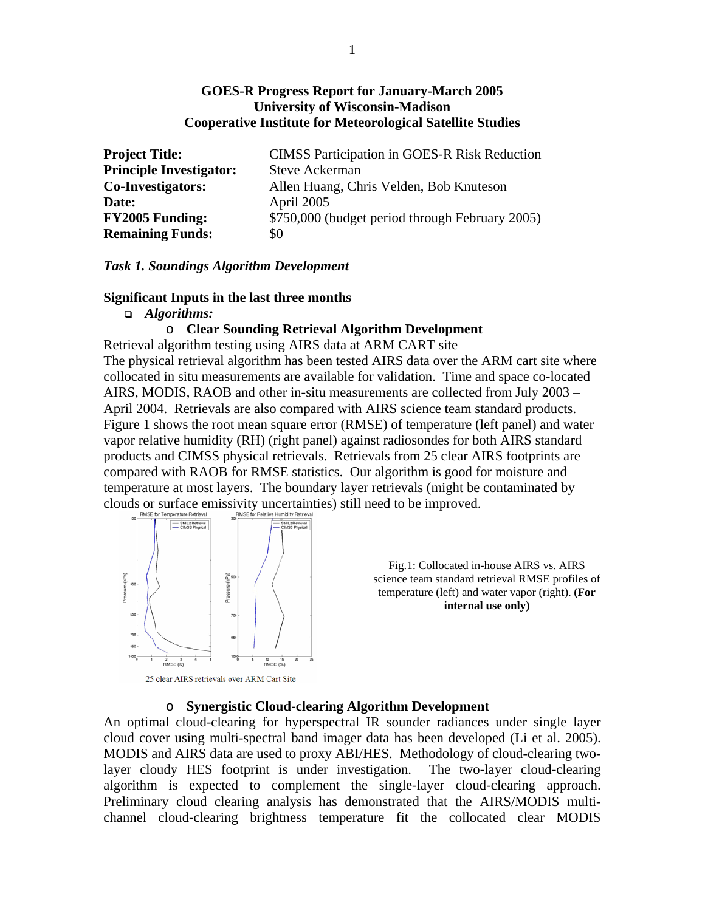# GOES-R Progress Report for January-March 2005
## University of Wisconsin-Madison
## Cooperative Institute for Meteorological Satellite Studies

| | |
|---|---|
| **Project Title:** | CIMSS Participation in GOES-R Risk Reduction |
| **Principle Investigator:** | Steve Ackerman |
| **Co-Investigators:** | Allen Huang, Chris Velden, Bob Knuteson |
| **Date:** | April 2005 |
| **FY2005 Funding:** | \$750,000 (budget period through February 2005) |
| **Remaining Funds:** | \$0 |

***Task 1. Soundings Algorithm Development***

**Significant Inputs in the last three months**

- ***Algorithms:***
  - **Clear Sounding Retrieval Algorithm Development**

Retrieval algorithm testing using AIRS data at ARM CART site

The physical retrieval algorithm has been tested AIRS data over the ARM cart site where collocated in situ measurements are available for validation. Time and space co-located AIRS, MODIS, RAOB and other in-situ measurements are collected from July 2003 – April 2004. Retrievals are also compared with AIRS science team standard products. Figure 1 shows the root mean square error (RMSE) of temperature (left panel) and water vapor relative humidity (RH) (right panel) against radiosondes for both AIRS standard products and CIMSS physical retrievals. Retrievals from 25 clear AIRS footprints are compared with RAOB for RMSE statistics. Our algorithm is good for moisture and temperature at most layers. The boundary layer retrievals (might be contaminated by clouds or surface emissivity uncertainties) still need to be improved.

25 clear AIRS retrievals over ARM Cart Site

Fig.1: Collocated in-house AIRS vs. AIRS science team standard retrieval RMSE profiles of temperature (left) and water vapor (right). **(For internal use only)**

- **Synergistic Cloud-clearing Algorithm Development**

An optimal cloud-clearing for hyperspectral IR sounder radiances under single layer cloud cover using multi-spectral band imager data has been developed (Li et al. 2005). MODIS and AIRS data are used to proxy ABI/HES. Methodology of cloud-clearing two-layer cloudy HES footprint is under investigation. The two-layer cloud-clearing algorithm is expected to complement the single-layer cloud-clearing approach. Preliminary cloud clearing analysis has demonstrated that the AIRS/MODIS multi-channel cloud-clearing brightness temperature fit the collocated clear MODIS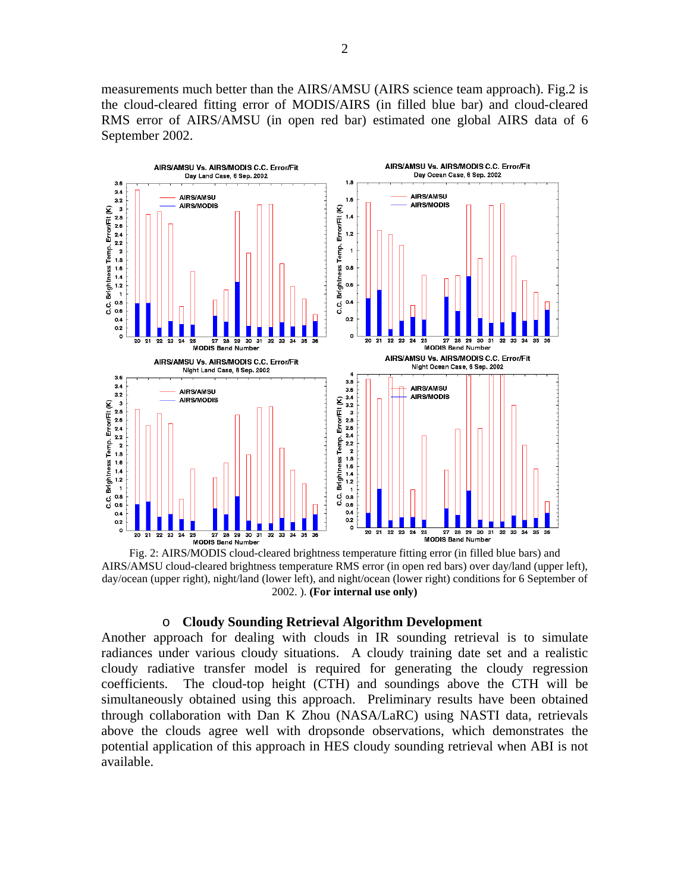measurements much better than the AIRS/AMSU (AIRS science team approach). Fig.2 is the cloud-cleared fitting error of MODIS/AIRS (in filled blue bar) and cloud-cleared RMS error of AIRS/AMSU (in open red bar) estimated one global AIRS data of 6 September 2002.

Fig. 2: AIRS/MODIS cloud-cleared brightness temperature fitting error (in filled blue bars) and AIRS/AMSU cloud-cleared brightness temperature RMS error (in open red bars) over day/land (upper left), day/ocean (upper right), night/land (lower left), and night/ocean (lower right) conditions for 6 September of 2002. ). **(For internal use only)**

- **Cloudy Sounding Retrieval Algorithm Development**

Another approach for dealing with clouds in IR sounding retrieval is to simulate radiances under various cloudy situations. A cloudy training date set and a realistic cloudy radiative transfer model is required for generating the cloudy regression coefficients. The cloud-top height (CTH) and soundings above the CTH will be simultaneously obtained using this approach. Preliminary results have been obtained through collaboration with Dan K Zhou (NASA/LaRC) using NASTI data, retrievals above the clouds agree well with dropsonde observations, which demonstrates the potential application of this approach in HES cloudy sounding retrieval when ABI is not available.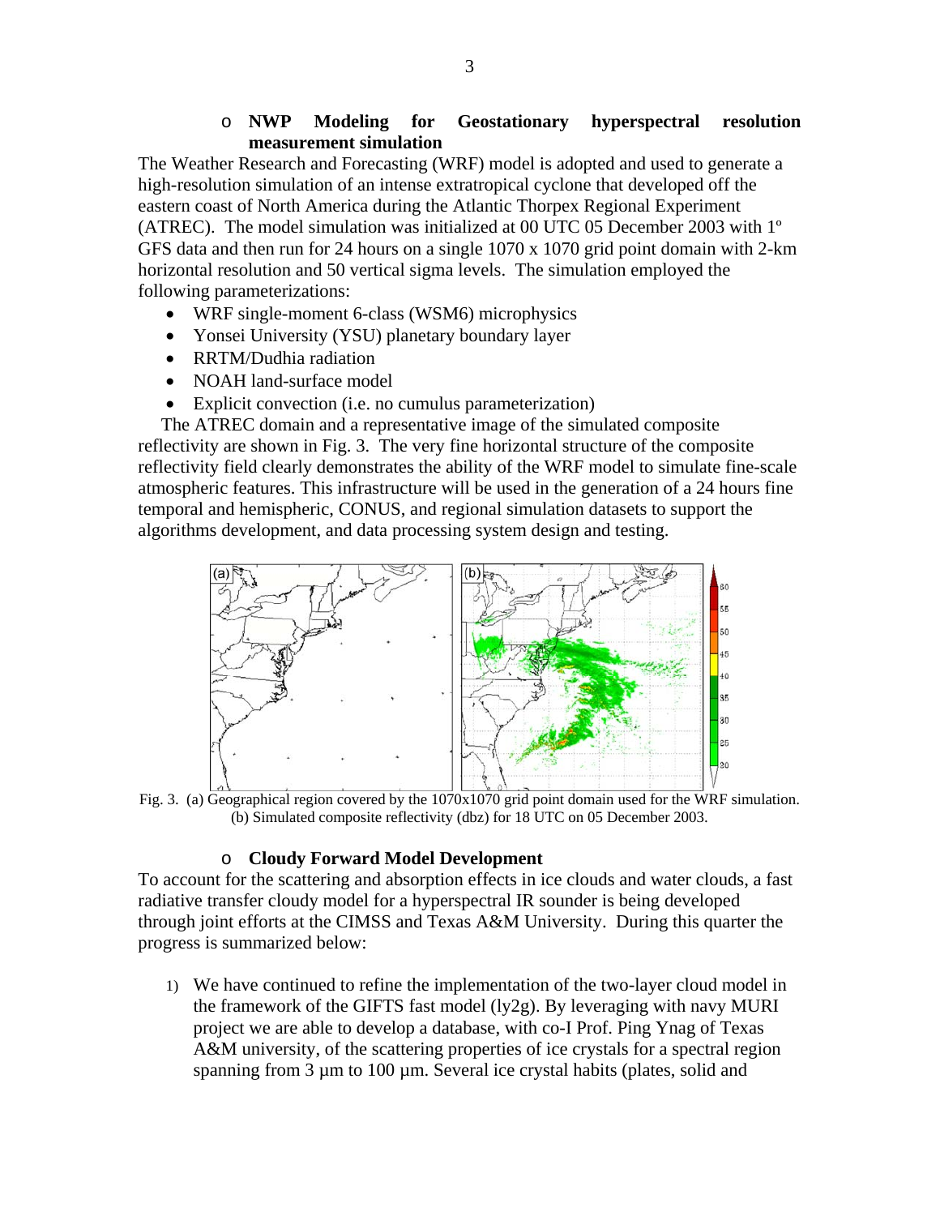- **NWP Modeling for Geostationary hyperspectral resolution measurement simulation**

The Weather Research and Forecasting (WRF) model is adopted and used to generate a high-resolution simulation of an intense extratropical cyclone that developed off the eastern coast of North America during the Atlantic Thorpex Regional Experiment (ATREC). The model simulation was initialized at 00 UTC 05 December 2003 with 1º GFS data and then run for 24 hours on a single 1070 x 1070 grid point domain with 2-km horizontal resolution and 50 vertical sigma levels. The simulation employed the following parameterizations:

- WRF single-moment 6-class (WSM6) microphysics
- Yonsei University (YSU) planetary boundary layer
- RRTM/Dudhia radiation
- NOAH land-surface model
- Explicit convection (i.e. no cumulus parameterization)

The ATREC domain and a representative image of the simulated composite reflectivity are shown in Fig. 3. The very fine horizontal structure of the composite reflectivity field clearly demonstrates the ability of the WRF model to simulate fine-scale atmospheric features. This infrastructure will be used in the generation of a 24 hours fine temporal and hemispheric, CONUS, and regional simulation datasets to support the algorithms development, and data processing system design and testing.

Fig. 3. (a) Geographical region covered by the 1070x1070 grid point domain used for the WRF simulation. (b) Simulated composite reflectivity (dbz) for 18 UTC on 05 December 2003.

- **Cloudy Forward Model Development**

To account for the scattering and absorption effects in ice clouds and water clouds, a fast radiative transfer cloudy model for a hyperspectral IR sounder is being developed through joint efforts at the CIMSS and Texas A&M University. During this quarter the progress is summarized below:

1) We have continued to refine the implementation of the two-layer cloud model in the framework of the GIFTS fast model (ly2g). By leveraging with navy MURI project we are able to develop a database, with co-I Prof. Ping Ynag of Texas A&M university, of the scattering properties of ice crystals for a spectral region spanning from 3 µm to 100 µm. Several ice crystal habits (plates, solid and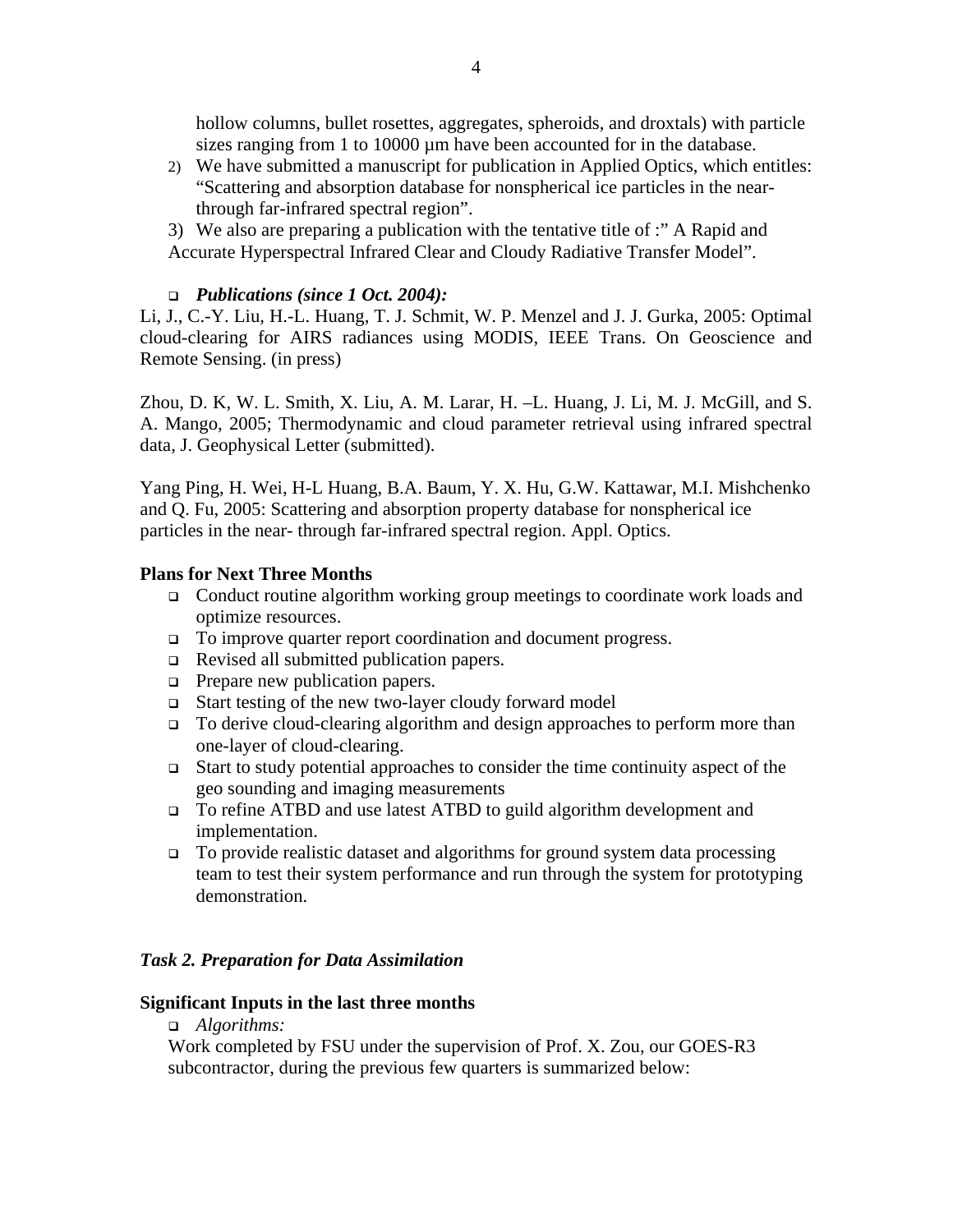hollow columns, bullet rosettes, aggregates, spheroids, and droxtals) with particle sizes ranging from 1 to 10000 µm have been accounted for in the database.

2) We have submitted a manuscript for publication in Applied Optics, which entitles: "Scattering and absorption database for nonspherical ice particles in the near-through far-infrared spectral region".

3) We also are preparing a publication with the tentative title of :" A Rapid and Accurate Hyperspectral Infrared Clear and Cloudy Radiative Transfer Model".

- ***Publications (since 1 Oct. 2004):***

Li, J., C.-Y. Liu, H.-L. Huang, T. J. Schmit, W. P. Menzel and J. J. Gurka, 2005: Optimal cloud-clearing for AIRS radiances using MODIS, IEEE Trans. On Geoscience and Remote Sensing. (in press)

Zhou, D. K, W. L. Smith, X. Liu, A. M. Larar, H. –L. Huang, J. Li, M. J. McGill, and S. A. Mango, 2005; Thermodynamic and cloud parameter retrieval using infrared spectral data, J. Geophysical Letter (submitted).

Yang Ping, H. Wei, H-L Huang, B.A. Baum, Y. X. Hu, G.W. Kattawar, M.I. Mishchenko and Q. Fu, 2005: Scattering and absorption property database for nonspherical ice particles in the near- through far-infrared spectral region. Appl. Optics.

**Plans for Next Three Months**

- Conduct routine algorithm working group meetings to coordinate work loads and optimize resources.
- To improve quarter report coordination and document progress.
- Revised all submitted publication papers.
- Prepare new publication papers.
- Start testing of the new two-layer cloudy forward model
- To derive cloud-clearing algorithm and design approaches to perform more than one-layer of cloud-clearing.
- Start to study potential approaches to consider the time continuity aspect of the geo sounding and imaging measurements
- To refine ATBD and use latest ATBD to guild algorithm development and implementation.
- To provide realistic dataset and algorithms for ground system data processing team to test their system performance and run through the system for prototyping demonstration.

### *Task 2. Preparation for Data Assimilation*

**Significant Inputs in the last three months**

- *Algorithms:*

Work completed by FSU under the supervision of Prof. X. Zou, our GOES-R3 subcontractor, during the previous few quarters is summarized below: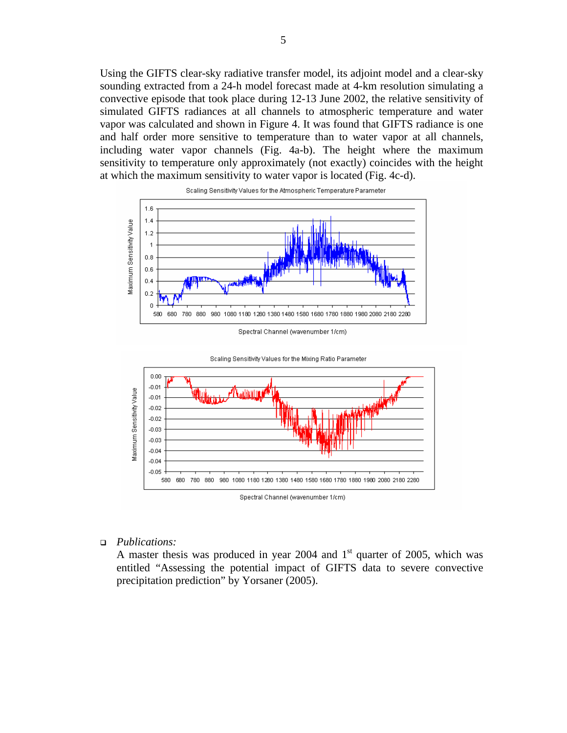Using the GIFTS clear-sky radiative transfer model, its adjoint model and a clear-sky sounding extracted from a 24-h model forecast made at 4-km resolution simulating a convective episode that took place during 12-13 June 2002, the relative sensitivity of simulated GIFTS radiances at all channels to atmospheric temperature and water vapor was calculated and shown in Figure 4. It was found that GIFTS radiance is one and half order more sensitive to temperature than to water vapor at all channels, including water vapor channels (Fig. 4a-b). The height where the maximum sensitivity to temperature only approximately (not exactly) coincides with the height at which the maximum sensitivity to water vapor is located (Fig. 4c-d).

- *Publications:*

  A master thesis was produced in year 2004 and 1[st] quarter of 2005, which was entitled "Assessing the potential impact of GIFTS data to severe convective precipitation prediction" by Yorsaner (2005).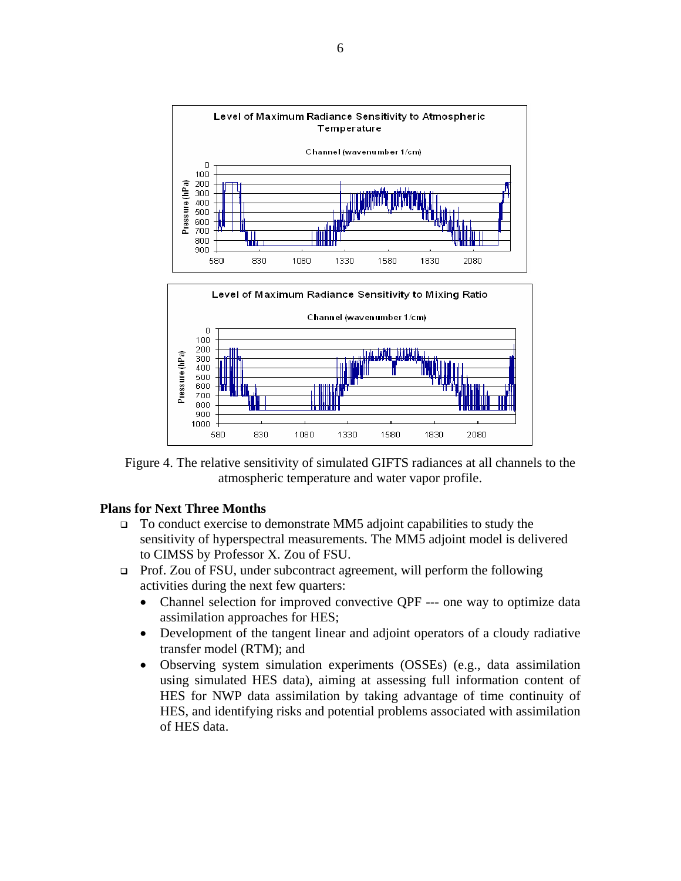Figure 4. The relative sensitivity of simulated GIFTS radiances at all channels to the atmospheric temperature and water vapor profile.

## Plans for Next Three Months

- To conduct exercise to demonstrate MM5 adjoint capabilities to study the sensitivity of hyperspectral measurements. The MM5 adjoint model is delivered to CIMSS by Professor X. Zou of FSU.
- Prof. Zou of FSU, under subcontract agreement, will perform the following activities during the next few quarters:
  - Channel selection for improved convective QPF --- one way to optimize data assimilation approaches for HES;
  - Development of the tangent linear and adjoint operators of a cloudy radiative transfer model (RTM); and
  - Observing system simulation experiments (OSSEs) (e.g., data assimilation using simulated HES data), aiming at assessing full information content of HES for NWP data assimilation by taking advantage of time continuity of HES, and identifying risks and potential problems associated with assimilation of HES data.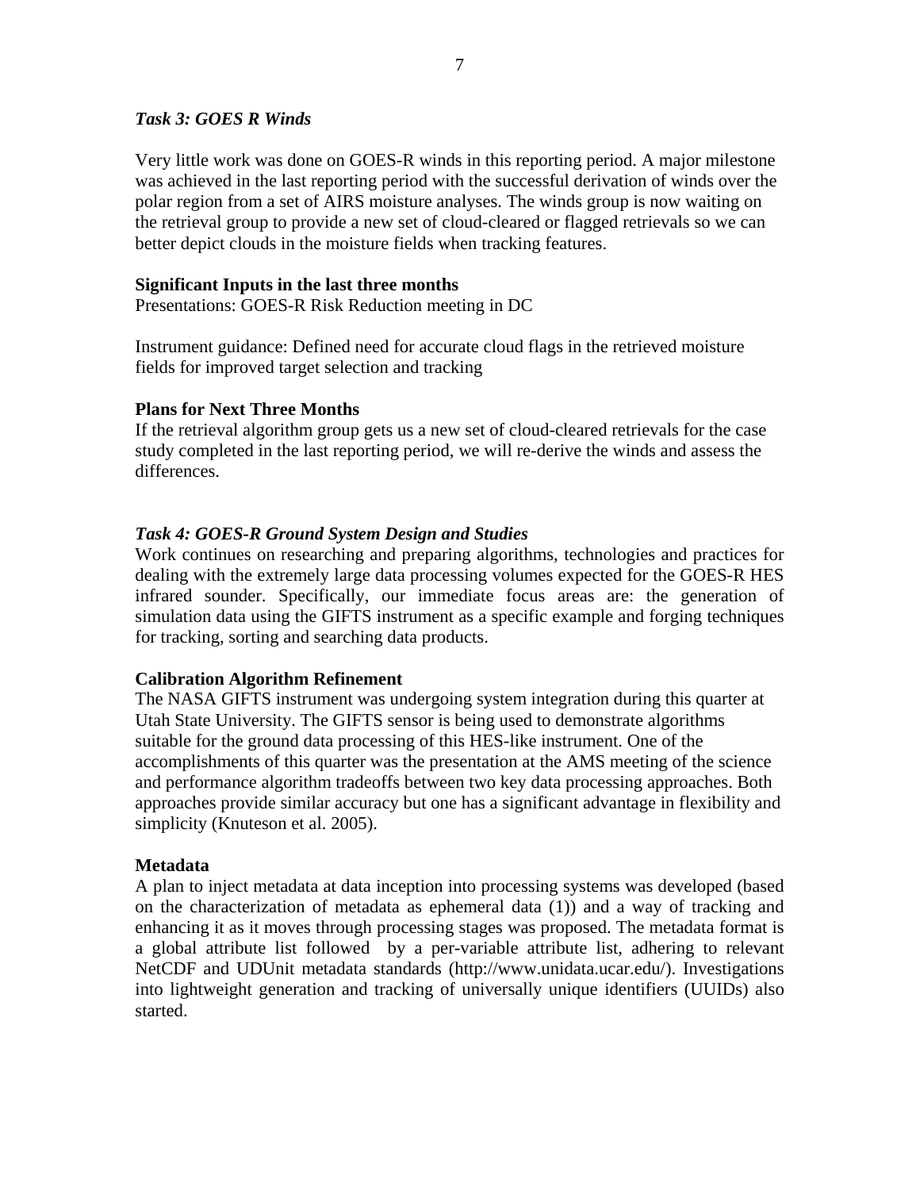### *Task 3: GOES R Winds*

Very little work was done on GOES-R winds in this reporting period. A major milestone was achieved in the last reporting period with the successful derivation of winds over the polar region from a set of AIRS moisture analyses. The winds group is now waiting on the retrieval group to provide a new set of cloud-cleared or flagged retrievals so we can better depict clouds in the moisture fields when tracking features.

**Significant Inputs in the last three months**

Presentations: GOES-R Risk Reduction meeting in DC

Instrument guidance: Defined need for accurate cloud flags in the retrieved moisture fields for improved target selection and tracking

**Plans for Next Three Months**

If the retrieval algorithm group gets us a new set of cloud-cleared retrievals for the case study completed in the last reporting period, we will re-derive the winds and assess the differences.

### *Task 4: GOES-R Ground System Design and Studies*

Work continues on researching and preparing algorithms, technologies and practices for dealing with the extremely large data processing volumes expected for the GOES-R HES infrared sounder. Specifically, our immediate focus areas are: the generation of simulation data using the GIFTS instrument as a specific example and forging techniques for tracking, sorting and searching data products.

**Calibration Algorithm Refinement**

The NASA GIFTS instrument was undergoing system integration during this quarter at Utah State University. The GIFTS sensor is being used to demonstrate algorithms suitable for the ground data processing of this HES-like instrument. One of the accomplishments of this quarter was the presentation at the AMS meeting of the science and performance algorithm tradeoffs between two key data processing approaches. Both approaches provide similar accuracy but one has a significant advantage in flexibility and simplicity (Knuteson et al. 2005).

**Metadata**

A plan to inject metadata at data inception into processing systems was developed (based on the characterization of metadata as ephemeral data (1)) and a way of tracking and enhancing it as it moves through processing stages was proposed. The metadata format is a global attribute list followed by a per-variable attribute list, adhering to relevant NetCDF and UDUnit metadata standards (http://www.unidata.ucar.edu/). Investigations into lightweight generation and tracking of universally unique identifiers (UUIDs) also started.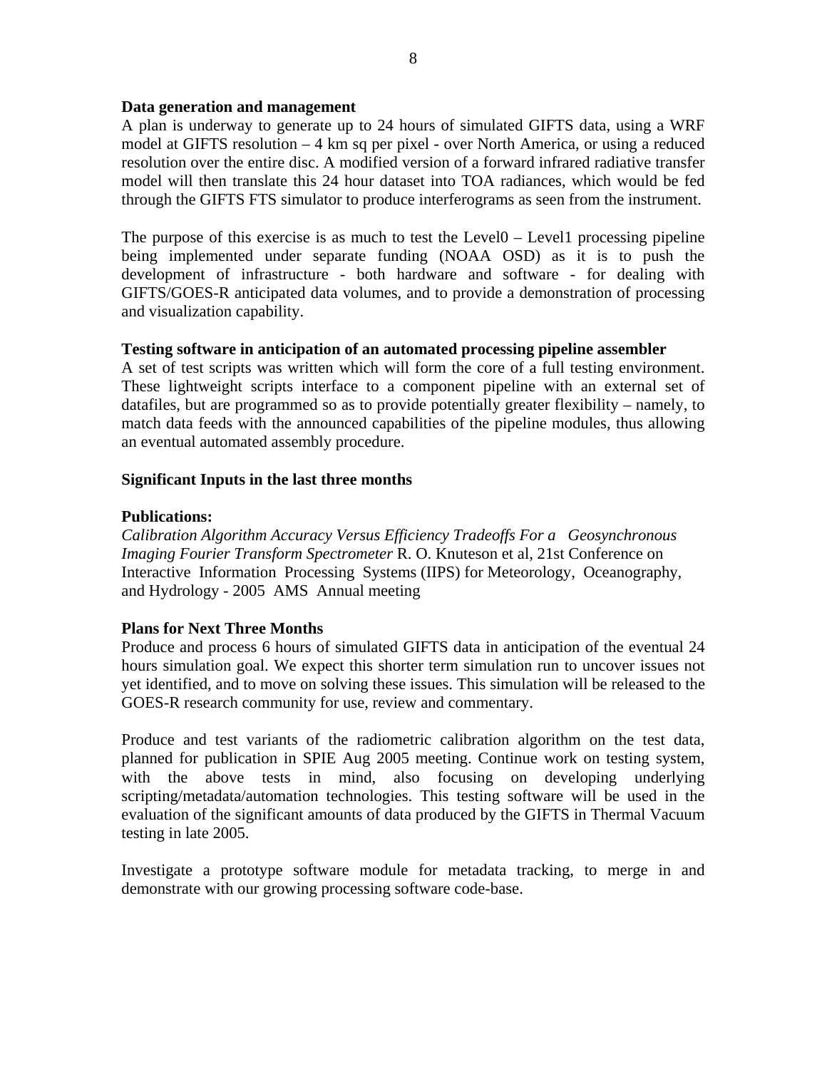**Data generation and management**

A plan is underway to generate up to 24 hours of simulated GIFTS data, using a WRF model at GIFTS resolution – 4 km sq per pixel - over North America, or using a reduced resolution over the entire disc. A modified version of a forward infrared radiative transfer model will then translate this 24 hour dataset into TOA radiances, which would be fed through the GIFTS FTS simulator to produce interferograms as seen from the instrument.

The purpose of this exercise is as much to test the Level0 – Level1 processing pipeline being implemented under separate funding (NOAA OSD) as it is to push the development of infrastructure - both hardware and software - for dealing with GIFTS/GOES-R anticipated data volumes, and to provide a demonstration of processing and visualization capability.

**Testing software in anticipation of an automated processing pipeline assembler**

A set of test scripts was written which will form the core of a full testing environment. These lightweight scripts interface to a component pipeline with an external set of datafiles, but are programmed so as to provide potentially greater flexibility – namely, to match data feeds with the announced capabilities of the pipeline modules, thus allowing an eventual automated assembly procedure.

**Significant Inputs in the last three months**

**Publications:**

*Calibration Algorithm Accuracy Versus Efficiency Tradeoffs For a Geosynchronous Imaging Fourier Transform Spectrometer* R. O. Knuteson et al, 21st Conference on Interactive Information Processing Systems (IIPS) for Meteorology, Oceanography, and Hydrology - 2005 AMS Annual meeting

**Plans for Next Three Months**

Produce and process 6 hours of simulated GIFTS data in anticipation of the eventual 24 hours simulation goal. We expect this shorter term simulation run to uncover issues not yet identified, and to move on solving these issues. This simulation will be released to the GOES-R research community for use, review and commentary.

Produce and test variants of the radiometric calibration algorithm on the test data, planned for publication in SPIE Aug 2005 meeting. Continue work on testing system, with the above tests in mind, also focusing on developing underlying scripting/metadata/automation technologies. This testing software will be used in the evaluation of the significant amounts of data produced by the GIFTS in Thermal Vacuum testing in late 2005.

Investigate a prototype software module for metadata tracking, to merge in and demonstrate with our growing processing software code-base.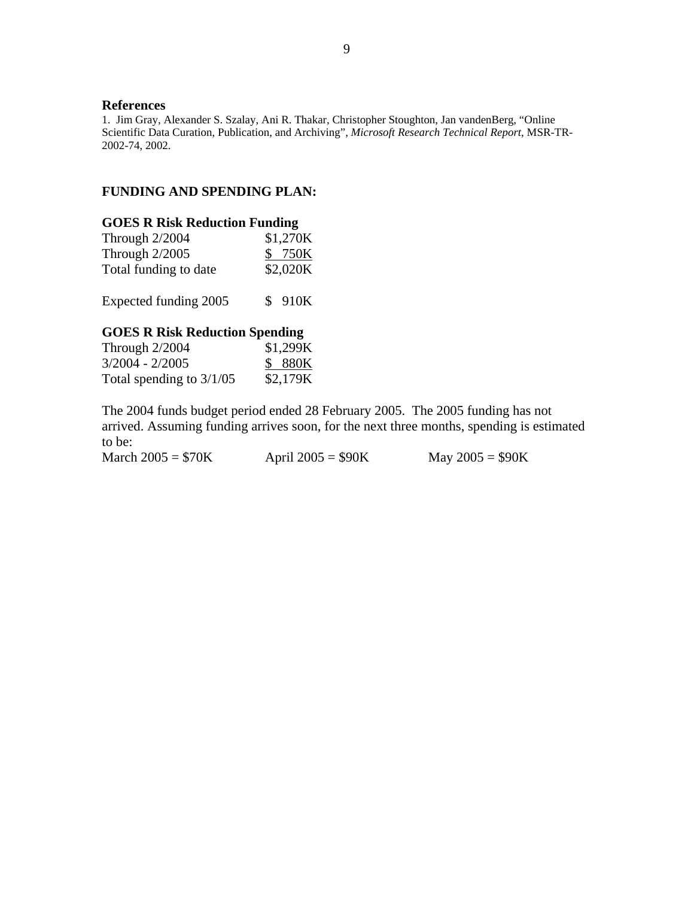## References

1. Jim Gray, Alexander S. Szalay, Ani R. Thakar, Christopher Stoughton, Jan vandenBerg, "Online Scientific Data Curation, Publication, and Archiving", *Microsoft Research Technical Report*, MSR-TR-2002-74, 2002.

## FUNDING AND SPENDING PLAN:

### GOES R Risk Reduction Funding

| | |
|---|---|
| Through 2/2004 | $1,270K |
| Through 2/2005 | $ 750K |
| Total funding to date | $2,020K |
| | |
| Expected funding 2005 | $ 910K |

### GOES R Risk Reduction Spending

| | |
|---|---|
| Through 2/2004 | $1,299K |
| 3/2004 - 2/2005 | $ 880K |
| Total spending to 3/1/05 | $2,179K |

The 2004 funds budget period ended 28 February 2005. The 2005 funding has not arrived. Assuming funding arrives soon, for the next three months, spending is estimated to be:

March 2005 = $70K April 2005 = $90K May 2005 = $90K